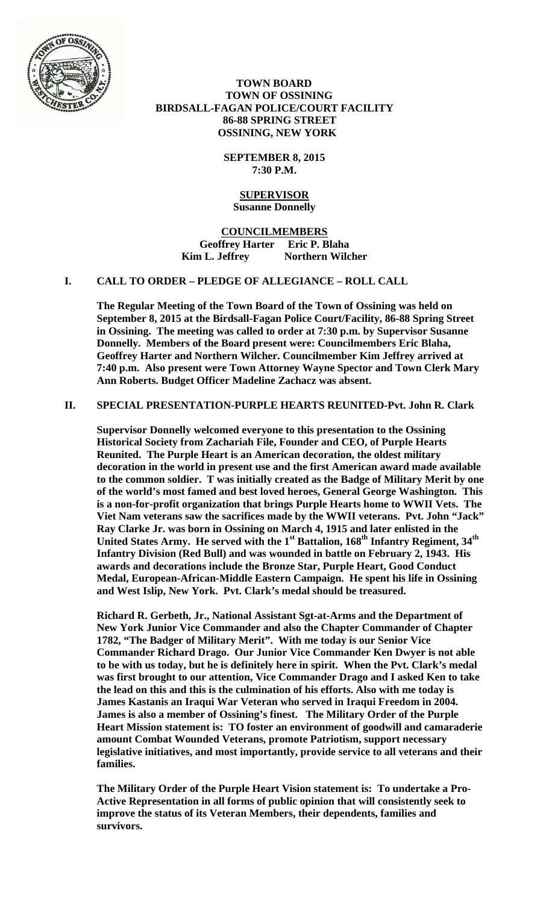**TOWN BOARD**
**TOWN OF OSSINING**
**BIRDSALL-FAGAN POLICE/COURT FACILITY**
**86-88 SPRING STREET**
**OSSINING, NEW YORK**

**SEPTEMBER 8, 2015**
**7:30 P.M.**

**SUPERVISOR**
**Susanne Donnelly**

**COUNCILMEMBERS**
**Geoffrey Harter Eric P. Blaha**
**Kim L. Jeffrey Northern Wilcher**

## I. CALL TO ORDER – PLEDGE OF ALLEGIANCE – ROLL CALL

**The Regular Meeting of the Town Board of the Town of Ossining was held on September 8, 2015 at the Birdsall-Fagan Police Court/Facility, 86-88 Spring Street in Ossining. The meeting was called to order at 7:30 p.m. by Supervisor Susanne Donnelly. Members of the Board present were: Councilmembers Eric Blaha, Geoffrey Harter and Northern Wilcher. Councilmember Kim Jeffrey arrived at 7:40 p.m. Also present were Town Attorney Wayne Spector and Town Clerk Mary Ann Roberts. Budget Officer Madeline Zachacz was absent.**

## II. SPECIAL PRESENTATION-PURPLE HEARTS REUNITED-Pvt. John R. Clark

**Supervisor Donnelly welcomed everyone to this presentation to the Ossining Historical Society from Zachariah File, Founder and CEO, of Purple Hearts Reunited. The Purple Heart is an American decoration, the oldest military decoration in the world in present use and the first American award made available to the common soldier. T was initially created as the Badge of Military Merit by one of the world's most famed and best loved heroes, General George Washington. This is a non-for-profit organization that brings Purple Hearts home to WWII Vets. The Viet Nam veterans saw the sacrifices made by the WWII veterans. Pvt. John "Jack" Ray Clarke Jr. was born in Ossining on March 4, 1915 and later enlisted in the United States Army. He served with the 1st Battalion, 168th Infantry Regiment, 34th Infantry Division (Red Bull) and was wounded in battle on February 2, 1943. His awards and decorations include the Bronze Star, Purple Heart, Good Conduct Medal, European-African-Middle Eastern Campaign. He spent his life in Ossining and West Islip, New York. Pvt. Clark's medal should be treasured.**

**Richard R. Gerbeth, Jr., National Assistant Sgt-at-Arms and the Department of New York Junior Vice Commander and also the Chapter Commander of Chapter 1782, "The Badger of Military Merit". With me today is our Senior Vice Commander Richard Drago. Our Junior Vice Commander Ken Dwyer is not able to be with us today, but he is definitely here in spirit. When the Pvt. Clark's medal was first brought to our attention, Vice Commander Drago and I asked Ken to take the lead on this and this is the culmination of his efforts. Also with me today is James Kastanis an Iraqui War Veteran who served in Iraqui Freedom in 2004. James is also a member of Ossining's finest. The Military Order of the Purple Heart Mission statement is: TO foster an environment of goodwill and camaraderie amount Combat Wounded Veterans, promote Patriotism, support necessary legislative initiatives, and most importantly, provide service to all veterans and their families.**

**The Military Order of the Purple Heart Vision statement is: To undertake a Pro-Active Representation in all forms of public opinion that will consistently seek to improve the status of its Veteran Members, their dependents, families and survivors.**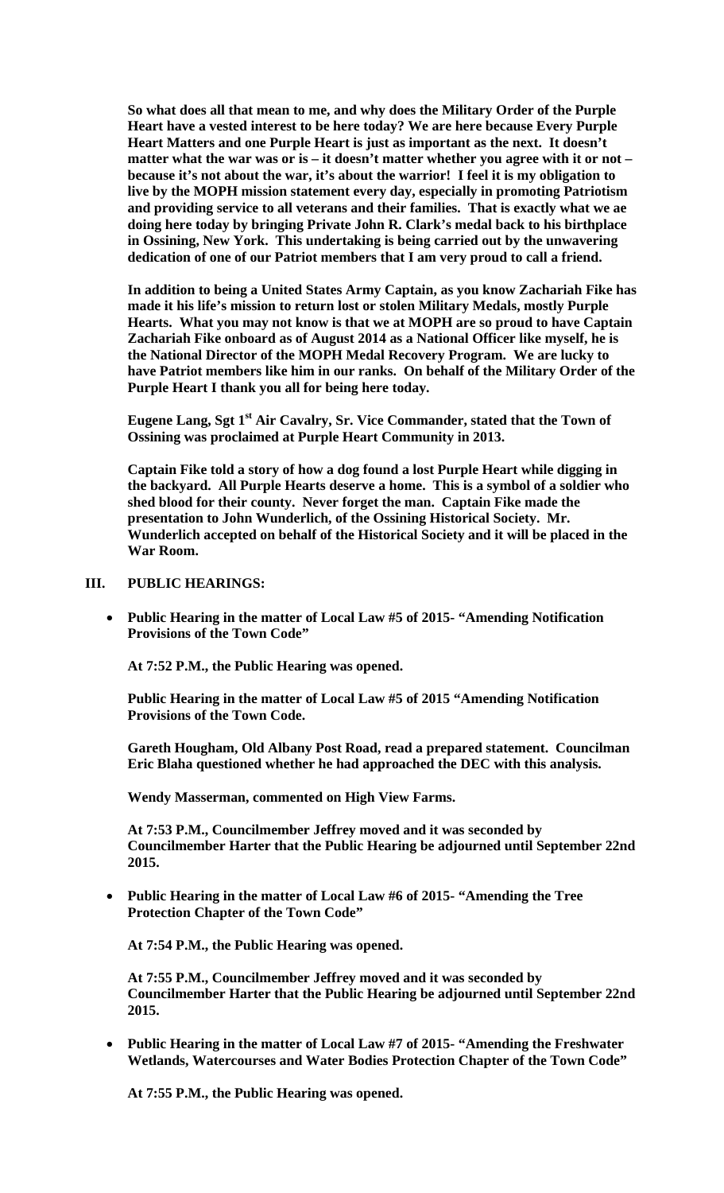**So what does all that mean to me, and why does the Military Order of the Purple Heart have a vested interest to be here today? We are here because Every Purple Heart Matters and one Purple Heart is just as important as the next. It doesn't matter what the war was or is – it doesn't matter whether you agree with it or not – because it's not about the war, it's about the warrior! I feel it is my obligation to live by the MOPH mission statement every day, especially in promoting Patriotism and providing service to all veterans and their families. That is exactly what we ae doing here today by bringing Private John R. Clark's medal back to his birthplace in Ossining, New York. This undertaking is being carried out by the unwavering dedication of one of our Patriot members that I am very proud to call a friend.**

**In addition to being a United States Army Captain, as you know Zachariah Fike has made it his life's mission to return lost or stolen Military Medals, mostly Purple Hearts. What you may not know is that we at MOPH are so proud to have Captain Zachariah Fike onboard as of August 2014 as a National Officer like myself, he is the National Director of the MOPH Medal Recovery Program. We are lucky to have Patriot members like him in our ranks. On behalf of the Military Order of the Purple Heart I thank you all for being here today.**

**Eugene Lang, Sgt 1st Air Cavalry, Sr. Vice Commander, stated that the Town of Ossining was proclaimed at Purple Heart Community in 2013.**

**Captain Fike told a story of how a dog found a lost Purple Heart while digging in the backyard. All Purple Hearts deserve a home. This is a symbol of a soldier who shed blood for their county. Never forget the man. Captain Fike made the presentation to John Wunderlich, of the Ossining Historical Society. Mr. Wunderlich accepted on behalf of the Historical Society and it will be placed in the War Room.**

## III. PUBLIC HEARINGS:

- **Public Hearing in the matter of Local Law #5 of 2015- "Amending Notification Provisions of the Town Code"**

  **At 7:52 P.M., the Public Hearing was opened.**

  **Public Hearing in the matter of Local Law #5 of 2015 "Amending Notification Provisions of the Town Code.**

  **Gareth Hougham, Old Albany Post Road, read a prepared statement. Councilman Eric Blaha questioned whether he had approached the DEC with this analysis.**

  **Wendy Masserman, commented on High View Farms.**

  **At 7:53 P.M., Councilmember Jeffrey moved and it was seconded by Councilmember Harter that the Public Hearing be adjourned until September 22nd 2015.**

- **Public Hearing in the matter of Local Law #6 of 2015- "Amending the Tree Protection Chapter of the Town Code"**

  **At 7:54 P.M., the Public Hearing was opened.**

  **At 7:55 P.M., Councilmember Jeffrey moved and it was seconded by Councilmember Harter that the Public Hearing be adjourned until September 22nd 2015.**

- **Public Hearing in the matter of Local Law #7 of 2015- "Amending the Freshwater Wetlands, Watercourses and Water Bodies Protection Chapter of the Town Code"**

  **At 7:55 P.M., the Public Hearing was opened.**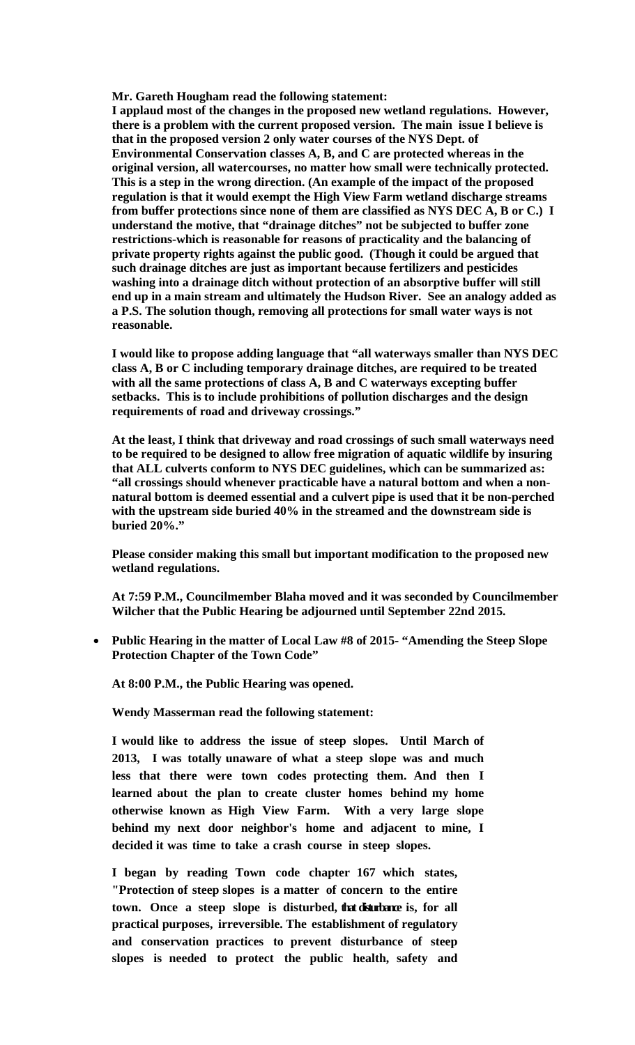**Mr. Gareth Hougham read the following statement:**

**I applaud most of the changes in the proposed new wetland regulations. However, there is a problem with the current proposed version. The main issue I believe is that in the proposed version 2 only water courses of the NYS Dept. of Environmental Conservation classes A, B, and C are protected whereas in the original version, all watercourses, no matter how small were technically protected. This is a step in the wrong direction. (An example of the impact of the proposed regulation is that it would exempt the High View Farm wetland discharge streams from buffer protections since none of them are classified as NYS DEC A, B or C.) I understand the motive, that "drainage ditches" not be subjected to buffer zone restrictions-which is reasonable for reasons of practicality and the balancing of private property rights against the public good. (Though it could be argued that such drainage ditches are just as important because fertilizers and pesticides washing into a drainage ditch without protection of an absorptive buffer will still end up in a main stream and ultimately the Hudson River. See an analogy added as a P.S. The solution though, removing all protections for small water ways is not reasonable.**

**I would like to propose adding language that "all waterways smaller than NYS DEC class A, B or C including temporary drainage ditches, are required to be treated with all the same protections of class A, B and C waterways excepting buffer setbacks. This is to include prohibitions of pollution discharges and the design requirements of road and driveway crossings."**

**At the least, I think that driveway and road crossings of such small waterways need to be required to be designed to allow free migration of aquatic wildlife by insuring that ALL culverts conform to NYS DEC guidelines, which can be summarized as: "all crossings should whenever practicable have a natural bottom and when a non-natural bottom is deemed essential and a culvert pipe is used that it be non-perched with the upstream side buried 40% in the streamed and the downstream side is buried 20%."**

**Please consider making this small but important modification to the proposed new wetland regulations.**

**At 7:59 P.M., Councilmember Blaha moved and it was seconded by Councilmember Wilcher that the Public Hearing be adjourned until September 22nd 2015.**

- **Public Hearing in the matter of Local Law #8 of 2015- "Amending the Steep Slope Protection Chapter of the Town Code"**

**At 8:00 P.M., the Public Hearing was opened.**

**Wendy Masserman read the following statement:**

**I would like to address the issue of steep slopes. Until March of 2013, I was totally unaware of what a steep slope was and much less that there were town codes protecting them. And then I learned about the plan to create cluster homes behind my home otherwise known as High View Farm. With a very large slope behind my next door neighbor's home and adjacent to mine, I decided it was time to take a crash course in steep slopes.**

**I began by reading Town code chapter 167 which states, "Protection of steep slopes is a matter of concern to the entire town. Once a steep slope is disturbed, that disturbance is, for all practical purposes, irreversible. The establishment of regulatory and conservation practices to prevent disturbance of steep slopes is needed to protect the public health, safety and**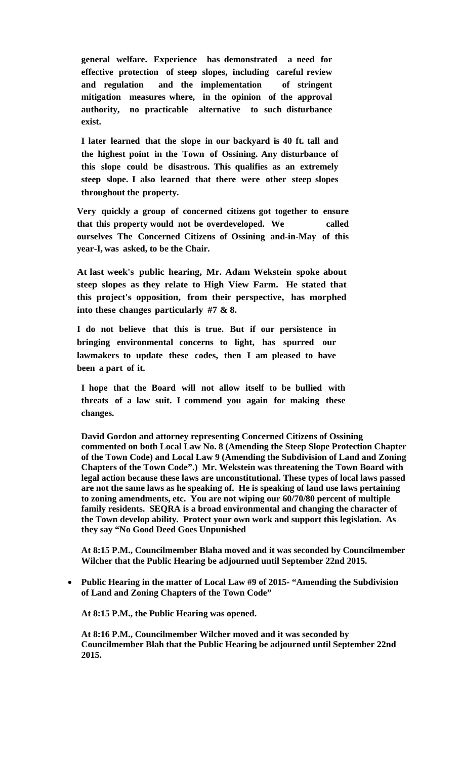**general welfare. Experience has demonstrated a need for effective protection of steep slopes, including careful review and regulation and the implementation of stringent mitigation measures where, in the opinion of the approval authority, no practicable alternative to such disturbance exist.**

**I later learned that the slope in our backyard is 40 ft. tall and the highest point in the Town of Ossining. Any disturbance of this slope could be disastrous. This qualifies as an extremely steep slope. I also learned that there were other steep slopes throughout the property.**

**Very quickly a group of concerned citizens got together to ensure that this property would not be overdeveloped. We called ourselves The Concerned Citizens of Ossining and-in-May of this year-I, was asked, to be the Chair.**

**At last week's public hearing, Mr. Adam Wekstein spoke about steep slopes as they relate to High View Farm. He stated that this project's opposition, from their perspective, has morphed into these changes particularly #7 & 8.**

**I do not believe that this is true. But if our persistence in bringing environmental concerns to light, has spurred our lawmakers to update these codes, then I am pleased to have been a part of it.**

**I hope that the Board will not allow itself to be bullied with threats of a law suit. I commend you again for making these changes.**

**David Gordon and attorney representing Concerned Citizens of Ossining commented on both Local Law No. 8 (Amending the Steep Slope Protection Chapter of the Town Code) and Local Law 9 (Amending the Subdivision of Land and Zoning Chapters of the Town Code".) Mr. Wekstein was threatening the Town Board with legal action because these laws are unconstitutional. These types of local laws passed are not the same laws as he speaking of. He is speaking of land use laws pertaining to zoning amendments, etc. You are not wiping our 60/70/80 percent of multiple family residents. SEQRA is a broad environmental and changing the character of the Town develop ability. Protect your own work and support this legislation. As they say "No Good Deed Goes Unpunished**

**At 8:15 P.M., Councilmember Blaha moved and it was seconded by Councilmember Wilcher that the Public Hearing be adjourned until September 22nd 2015.**

- **Public Hearing in the matter of Local Law #9 of 2015- "Amending the Subdivision of Land and Zoning Chapters of the Town Code"**

  **At 8:15 P.M., the Public Hearing was opened.**

  **At 8:16 P.M., Councilmember Wilcher moved and it was seconded by Councilmember Blah that the Public Hearing be adjourned until September 22nd 2015.**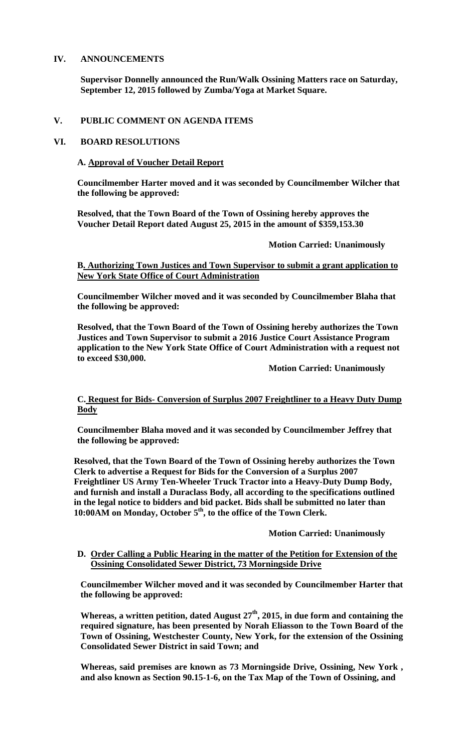## IV. ANNOUNCEMENTS

**Supervisor Donnelly announced the Run/Walk Ossining Matters race on Saturday, September 12, 2015 followed by Zumba/Yoga at Market Square.**

## V. PUBLIC COMMENT ON AGENDA ITEMS

## VI. BOARD RESOLUTIONS

**A. <u>Approval of Voucher Detail Report</u>**

**Councilmember Harter moved and it was seconded by Councilmember Wilcher that the following be approved:**

**Resolved, that the Town Board of the Town of Ossining hereby approves the Voucher Detail Report dated August 25, 2015 in the amount of $359,153.30**

**Motion Carried: Unanimously**

**B. <u>Authorizing Town Justices and Town Supervisor to submit a grant application to New York State Office of Court Administration</u>**

**Councilmember Wilcher moved and it was seconded by Councilmember Blaha that the following be approved:**

**Resolved, that the Town Board of the Town of Ossining hereby authorizes the Town Justices and Town Supervisor to submit a 2016 Justice Court Assistance Program application to the New York State Office of Court Administration with a request not to exceed $30,000.**

**Motion Carried: Unanimously**

**C. <u>Request for Bids- Conversion of Surplus 2007 Freightliner to a Heavy Duty Dump Body</u>**

**Councilmember Blaha moved and it was seconded by Councilmember Jeffrey that the following be approved:**

**Resolved, that the Town Board of the Town of Ossining hereby authorizes the Town Clerk to advertise a Request for Bids for the Conversion of a Surplus 2007 Freightliner US Army Ten-Wheeler Truck Tractor into a Heavy-Duty Dump Body, and furnish and install a Duraclass Body, all according to the specifications outlined in the legal notice to bidders and bid packet. Bids shall be submitted no later than 10:00AM on Monday, October 5th, to the office of the Town Clerk.**

**Motion Carried: Unanimously**

**D. <u>Order Calling a Public Hearing in the matter of the Petition for Extension of the Ossining Consolidated Sewer District, 73 Morningside Drive</u>**

**Councilmember Wilcher moved and it was seconded by Councilmember Harter that the following be approved:**

**Whereas, a written petition, dated August 27th, 2015, in due form and containing the required signature, has been presented by Norah Eliasson to the Town Board of the Town of Ossining, Westchester County, New York, for the extension of the Ossining Consolidated Sewer District in said Town; and**

**Whereas, said premises are known as 73 Morningside Drive, Ossining, New York , and also known as Section 90.15-1-6, on the Tax Map of the Town of Ossining, and**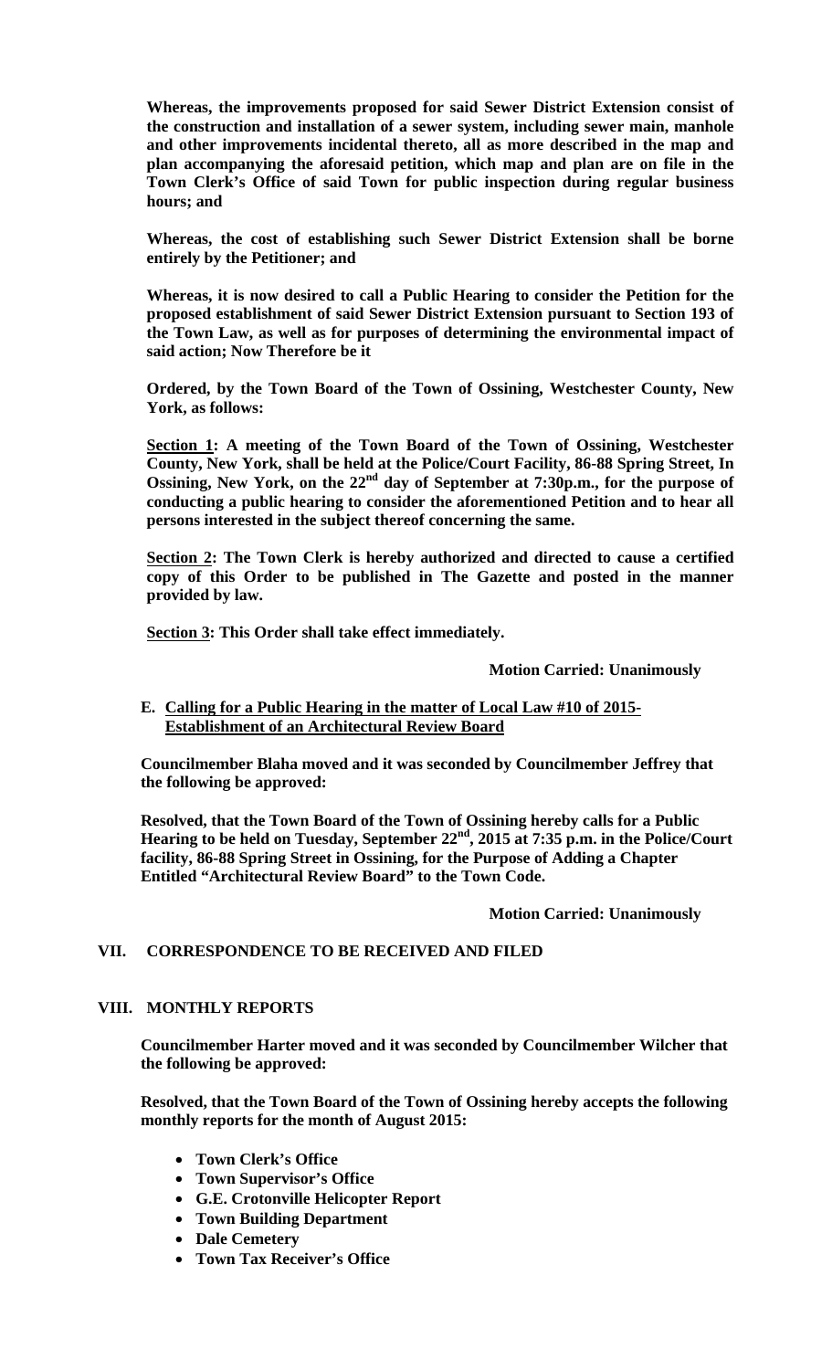**Whereas, the improvements proposed for said Sewer District Extension consist of the construction and installation of a sewer system, including sewer main, manhole and other improvements incidental thereto, all as more described in the map and plan accompanying the aforesaid petition, which map and plan are on file in the Town Clerk's Office of said Town for public inspection during regular business hours; and**

**Whereas, the cost of establishing such Sewer District Extension shall be borne entirely by the Petitioner; and**

**Whereas, it is now desired to call a Public Hearing to consider the Petition for the proposed establishment of said Sewer District Extension pursuant to Section 193 of the Town Law, as well as for purposes of determining the environmental impact of said action; Now Therefore be it**

**Ordered, by the Town Board of the Town of Ossining, Westchester County, New York, as follows:**

**<u>Section 1</u>: A meeting of the Town Board of the Town of Ossining, Westchester County, New York, shall be held at the Police/Court Facility, 86-88 Spring Street, In Ossining, New York, on the 22nd day of September at 7:30p.m., for the purpose of conducting a public hearing to consider the aforementioned Petition and to hear all persons interested in the subject thereof concerning the same.**

**<u>Section 2</u>: The Town Clerk is hereby authorized and directed to cause a certified copy of this Order to be published in The Gazette and posted in the manner provided by law.**

**<u>Section 3</u>: This Order shall take effect immediately.**

**Motion Carried: Unanimously**

**E. <u>Calling for a Public Hearing in the matter of Local Law #10 of 2015- Establishment of an Architectural Review Board</u>**

**Councilmember Blaha moved and it was seconded by Councilmember Jeffrey that the following be approved:**

**Resolved, that the Town Board of the Town of Ossining hereby calls for a Public Hearing to be held on Tuesday, September 22nd, 2015 at 7:35 p.m. in the Police/Court facility, 86-88 Spring Street in Ossining, for the Purpose of Adding a Chapter Entitled "Architectural Review Board" to the Town Code.**

**Motion Carried: Unanimously**

## VII. CORRESPONDENCE TO BE RECEIVED AND FILED

## VIII. MONTHLY REPORTS

**Councilmember Harter moved and it was seconded by Councilmember Wilcher that the following be approved:**

**Resolved, that the Town Board of the Town of Ossining hereby accepts the following monthly reports for the month of August 2015:**

- **Town Clerk's Office**
- **Town Supervisor's Office**
- **G.E. Crotonville Helicopter Report**
- **Town Building Department**
- **Dale Cemetery**
- **Town Tax Receiver's Office**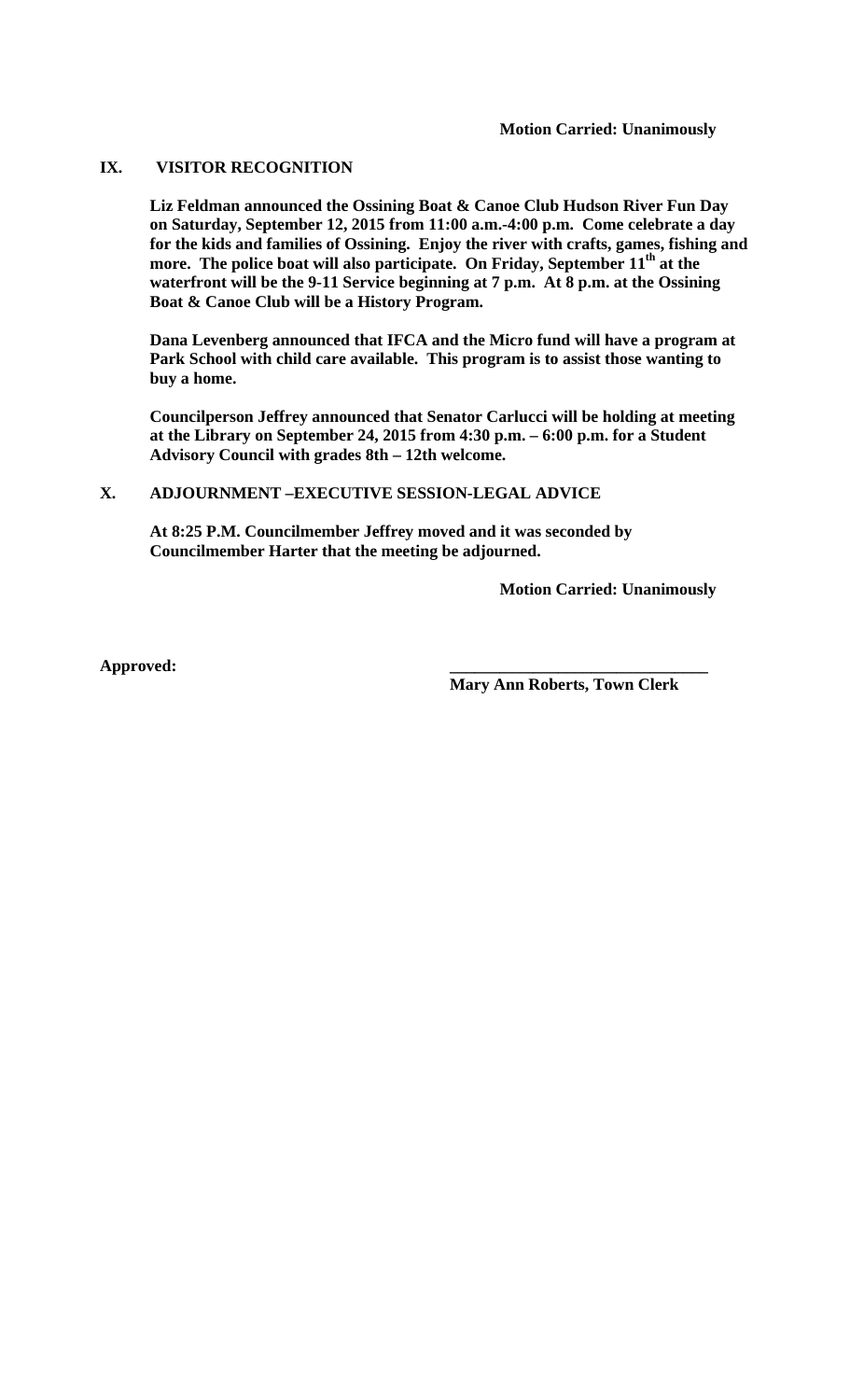**Motion Carried: Unanimously**

## IX. VISITOR RECOGNITION

**Liz Feldman announced the Ossining Boat & Canoe Club Hudson River Fun Day on Saturday, September 12, 2015 from 11:00 a.m.-4:00 p.m. Come celebrate a day for the kids and families of Ossining. Enjoy the river with crafts, games, fishing and more. The police boat will also participate. On Friday, September 11th at the waterfront will be the 9-11 Service beginning at 7 p.m. At 8 p.m. at the Ossining Boat & Canoe Club will be a History Program.**

**Dana Levenberg announced that IFCA and the Micro fund will have a program at Park School with child care available. This program is to assist those wanting to buy a home.**

**Councilperson Jeffrey announced that Senator Carlucci will be holding at meeting at the Library on September 24, 2015 from 4:30 p.m. – 6:00 p.m. for a Student Advisory Council with grades 8th – 12th welcome.**

## X. ADJOURNMENT –EXECUTIVE SESSION-LEGAL ADVICE

**At 8:25 P.M. Councilmember Jeffrey moved and it was seconded by Councilmember Harter that the meeting be adjourned.**

**Motion Carried: Unanimously**

**Approved:** _______________________________

**Mary Ann Roberts, Town Clerk**